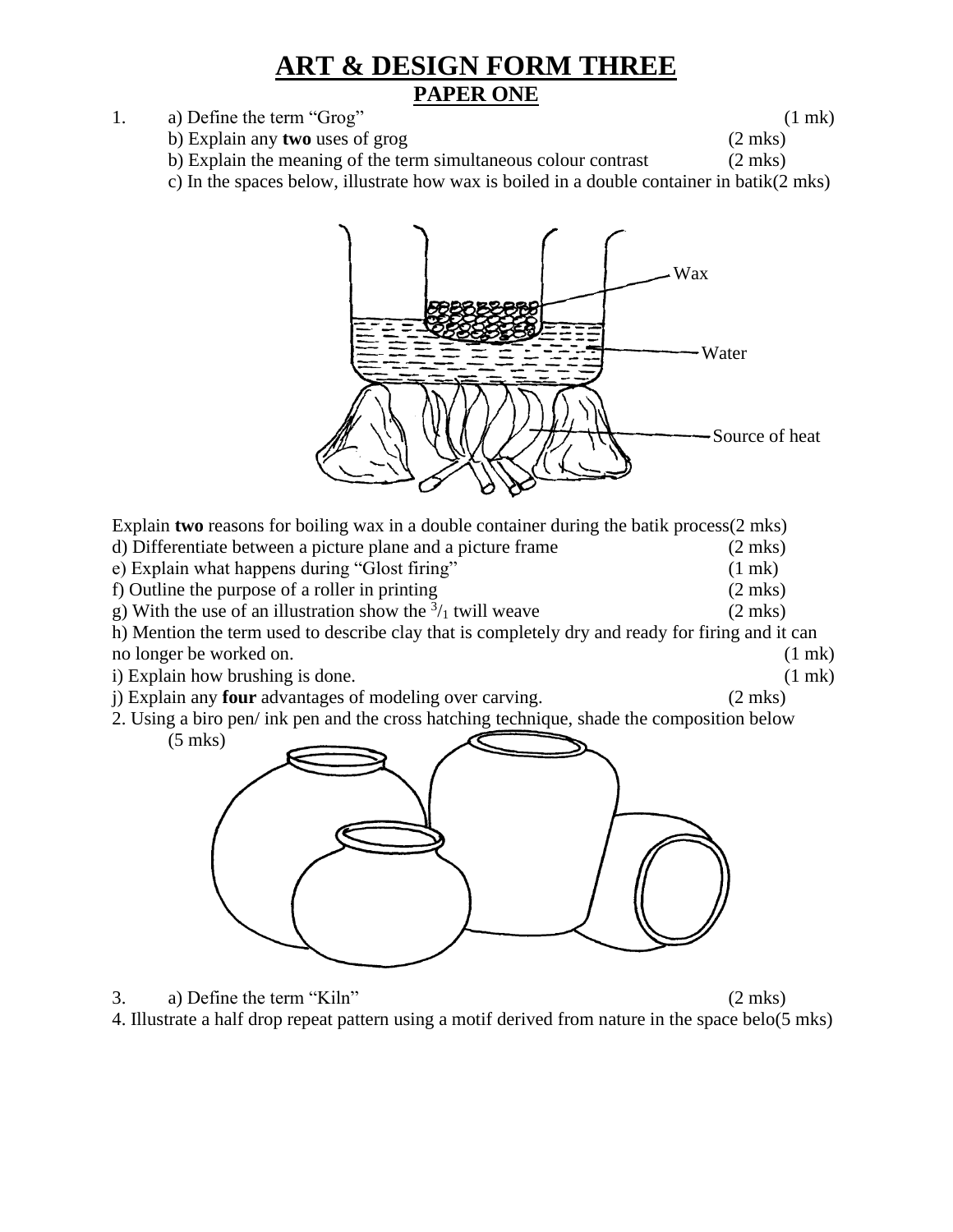# ART & DESIGN FORM THREE

## PAPER ONE

1. a) Define the term "Grog" (1 mk)

   b) Explain any **two** uses of grog (2 mks)

   b) Explain the meaning of the term simultaneous colour contrast (2 mks)

   c) In the spaces below, illustrate how wax is boiled in a double container in batik(2 mks)

Wax

Water

Source of heat

Explain **two** reasons for boiling wax in a double container during the batik process(2 mks)

d) Differentiate between a picture plane and a picture frame (2 mks)

e) Explain what happens during "Glost firing" (1 mk)

f) Outline the purpose of a roller in printing (2 mks)

g) With the use of an illustration show the $^{3}/_{1}$ twill weave (2 mks)

h) Mention the term used to describe clay that is completely dry and ready for firing and it can no longer be worked on. (1 mk)

i) Explain how brushing is done. (1 mk)

j) Explain any **four** advantages of modeling over carving. (2 mks)

2. Using a biro pen/ ink pen and the cross hatching technique, shade the composition below (5 mks)

3. a) Define the term "Kiln" (2 mks)

4. Illustrate a half drop repeat pattern using a motif derived from nature in the space belo(5 mks)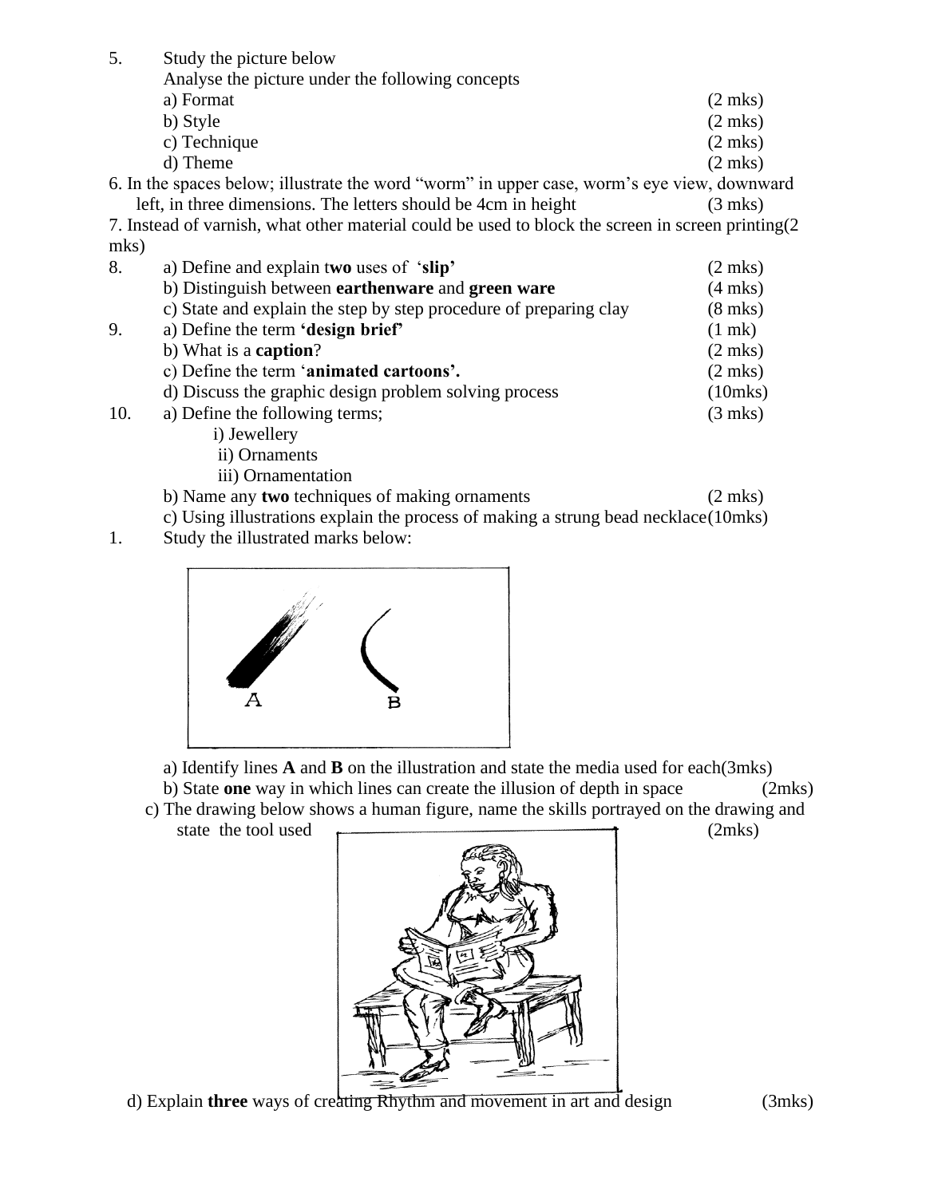5. Study the picture below

   Analyse the picture under the following concepts

   a) Format (2 mks)

   b) Style (2 mks)

   c) Technique (2 mks)

   d) Theme (2 mks)

6. In the spaces below; illustrate the word "worm" in upper case, worm's eye view, downward left, in three dimensions. The letters should be 4cm in height (3 mks)

7. Instead of varnish, what other material could be used to block the screen in screen printing(2 mks)

8. a) Define and explain t**wo** uses of '**slip'** (2 mks)

   b) Distinguish between **earthenware** and **green ware** (4 mks)

   c) State and explain the step by step procedure of preparing clay (8 mks)

9. a) Define the term **'design brief'** (1 mk)

   b) What is a **caption**? (2 mks)

   c) Define the term '**animated cartoons'.** (2 mks)

   d) Discuss the graphic design problem solving process (10mks)

10. a) Define the following terms; (3 mks)

    i) Jewellery

    ii) Ornaments

    iii) Ornamentation

    b) Name any **two** techniques of making ornaments (2 mks)

    c) Using illustrations explain the process of making a strung bead necklace(10mks)

1. Study the illustrated marks below:

A B

   a) Identify lines **A** and **B** on the illustration and state the media used for each(3mks)

   b) State **one** way in which lines can create the illusion of depth in space (2mks)

   c) The drawing below shows a human figure, name the skills portrayed on the drawing and state the tool used (2mks)

   d) Explain **three** ways of creating Rhythm and movement in art and design (3mks)